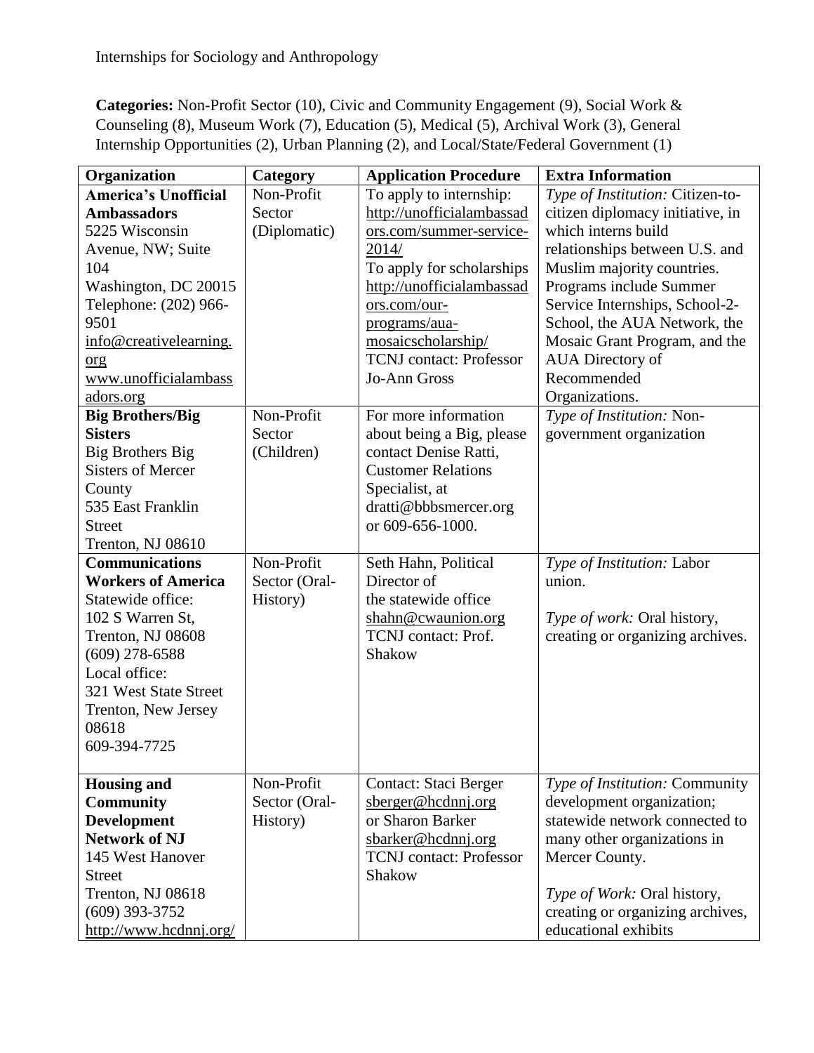Internships for Sociology and Anthropology

**Categories:** Non-Profit Sector (10), Civic and Community Engagement (9), Social Work & Counseling (8), Museum Work (7), Education (5), Medical (5), Archival Work (3), General Internship Opportunities (2), Urban Planning (2), and Local/State/Federal Government (1)

| Organization | Category | Application Procedure | Extra Information |
|---|---|---|---|
| **America's Unofficial Ambassadors**<br>5225 Wisconsin Avenue, NW; Suite 104<br>Washington, DC 20015<br>Telephone: (202) 966-9501<br>info@creativelearning.org<br>www.unofficialambassadors.org | Non-Profit Sector (Diplomatic) | To apply to internship: http://unofficialambassadors.com/summer-service-2014/<br>To apply for scholarships http://unofficialambassadors.com/our-programs/aua-mosaicscholarship/<br>TCNJ contact: Professor Jo-Ann Gross | *Type of Institution:* Citizen-to-citizen diplomacy initiative, in which interns build relationships between U.S. and Muslim majority countries. Programs include Summer Service Internships, School-2-School, the AUA Network, the Mosaic Grant Program, and the AUA Directory of Recommended Organizations. |
| **Big Brothers/Big Sisters**<br>Big Brothers Big Sisters of Mercer County<br>535 East Franklin Street<br>Trenton, NJ 08610 | Non-Profit Sector (Children) | For more information about being a Big, please contact Denise Ratti, Customer Relations Specialist, at dratti@bbbsmercer.org or 609-656-1000. | *Type of Institution:* Non-government organization |
| **Communications Workers of America**<br>Statewide office:<br>102 S Warren St,<br>Trenton, NJ 08608<br>(609) 278-6588<br>Local office:<br>321 West State Street<br>Trenton, New Jersey 08618<br>609-394-7725 | Non-Profit Sector (Oral-History) | Seth Hahn, Political Director of the statewide office<br>shahn@cwaunion.org<br>TCNJ contact: Prof. Shakow | *Type of Institution:* Labor union.<br><br>*Type of work:* Oral history, creating or organizing archives. |
| **Housing and Community Development Network of NJ**<br>145 West Hanover Street<br>Trenton, NJ 08618<br>(609) 393-3752<br>http://www.hcdnnj.org/ | Non-Profit Sector (Oral-History) | Contact: Staci Berger<br>sberger@hcdnnj.org<br>or Sharon Barker<br>sbarker@hcdnnj.org<br>TCNJ contact: Professor Shakow | *Type of Institution:* Community development organization; statewide network connected to many other organizations in Mercer County.<br><br>*Type of Work:* Oral history, creating or organizing archives, educational exhibits |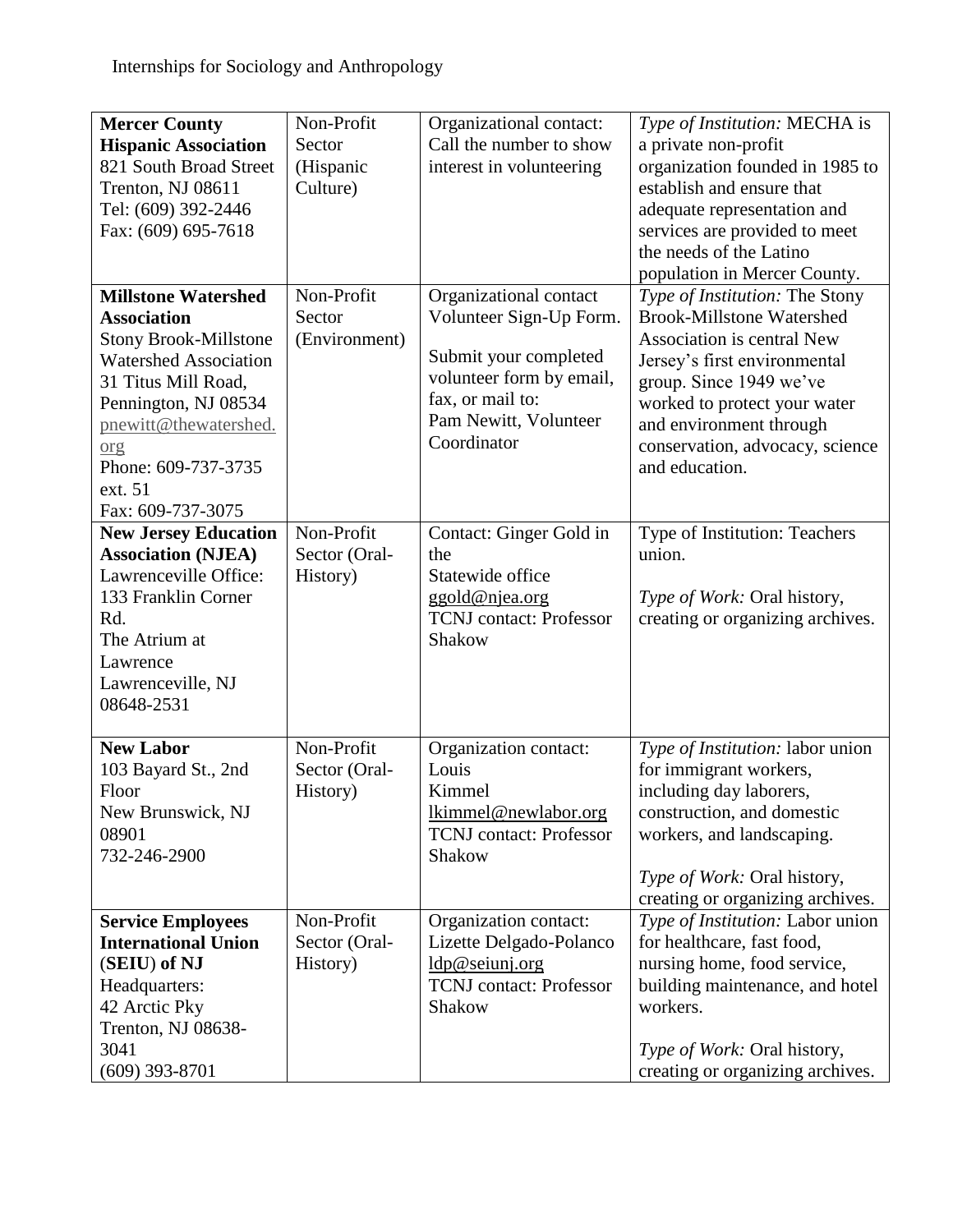Internships for Sociology and Anthropology

| | | | |
|---|---|---|---|
| **Mercer County Hispanic Association**<br>821 South Broad Street<br>Trenton, NJ 08611<br>Tel: (609) 392-2446<br>Fax: (609) 695-7618 | Non-Profit Sector (Hispanic Culture) | Organizational contact: Call the number to show interest in volunteering | *Type of Institution:* MECHA is a private non-profit organization founded in 1985 to establish and ensure that adequate representation and services are provided to meet the needs of the Latino population in Mercer County. |
| **Millstone Watershed Association**<br>Stony Brook-Millstone Watershed Association<br>31 Titus Mill Road, Pennington, NJ 08534<br>pnewitt@thewatershed.org<br>Phone: 609-737-3735 ext. 51<br>Fax: 609-737-3075 | Non-Profit Sector (Environment) | Organizational contact Volunteer Sign-Up Form.<br><br>Submit your completed volunteer form by email, fax, or mail to:<br>Pam Newitt, Volunteer Coordinator | *Type of Institution:* The Stony Brook-Millstone Watershed Association is central New Jersey's first environmental group. Since 1949 we've worked to protect your water and environment through conservation, advocacy, science and education. |
| **New Jersey Education Association (NJEA)**<br>Lawrenceville Office:<br>133 Franklin Corner Rd.<br>The Atrium at Lawrence<br>Lawrenceville, NJ 08648-2531 | Non-Profit Sector (Oral-History) | Contact: Ginger Gold in the<br>Statewide office<br>ggold@njea.org<br>TCNJ contact: Professor Shakow | Type of Institution: Teachers union.<br><br>*Type of Work:* Oral history, creating or organizing archives. |
| **New Labor**<br>103 Bayard St., 2nd Floor<br>New Brunswick, NJ 08901<br>732-246-2900 | Non-Profit Sector (Oral-History) | Organization contact:<br>Louis<br>Kimmel<br>lkimmel@newlabor.org<br>TCNJ contact: Professor Shakow | *Type of Institution:* labor union for immigrant workers, including day laborers, construction, and domestic workers, and landscaping.<br><br>*Type of Work:* Oral history, creating or organizing archives. |
| **Service Employees International Union (SEIU) of NJ**<br>Headquarters:<br>42 Arctic Pky<br>Trenton, NJ 08638-3041<br>(609) 393-8701 | Non-Profit Sector (Oral-History) | Organization contact:<br>Lizette Delgado-Polanco<br>ldp@seiunj.org<br>TCNJ contact: Professor Shakow | *Type of Institution:* Labor union for healthcare, fast food, nursing home, food service, building maintenance, and hotel workers.<br><br>*Type of Work:* Oral history, creating or organizing archives. |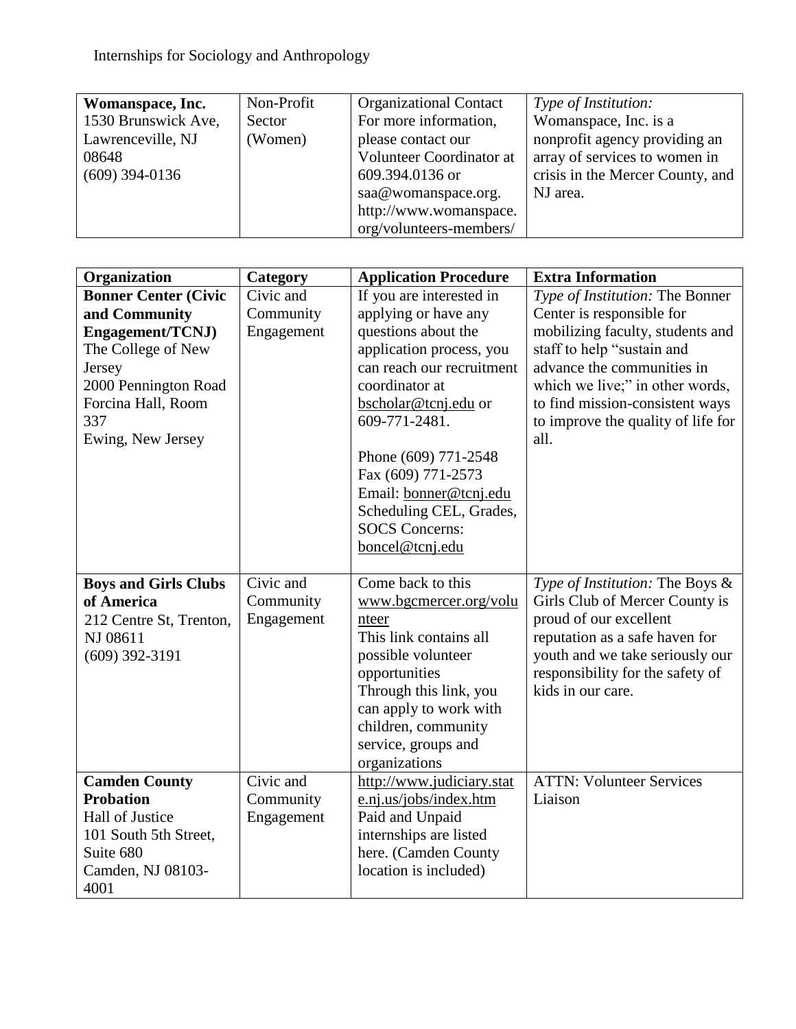Internships for Sociology and Anthropology

| **Womanspace, Inc.** 1530 Brunswick Ave, Lawrenceville, NJ 08648 (609) 394-0136 | Non-Profit Sector (Women) | Organizational Contact For more information, please contact our Volunteer Coordinator at 609.394.0136 or saa@womanspace.org. http://www.womanspace.org/volunteers-members/ | *Type of Institution:* Womanspace, Inc. is a nonprofit agency providing an array of services to women in crisis in the Mercer County, and NJ area. |
|---|---|---|---|

| **Organization** | **Category** | **Application Procedure** | **Extra Information** |
|---|---|---|---|
| **Bonner Center (Civic and Community Engagement/TCNJ)** The College of New Jersey 2000 Pennington Road Forcina Hall, Room 337 Ewing, New Jersey | Civic and Community Engagement | If you are interested in applying or have any questions about the application process, you can reach our recruitment coordinator at bscholar@tcnj.edu or 609-771-2481. <br><br> Phone (609) 771-2548 Fax (609) 771-2573 Email: bonner@tcnj.edu Scheduling CEL, Grades, SOCS Concerns: boncel@tcnj.edu | *Type of Institution:* The Bonner Center is responsible for mobilizing faculty, students and staff to help "sustain and advance the communities in which we live;" in other words, to find mission-consistent ways to improve the quality of life for all. |
| **Boys and Girls Clubs of America** 212 Centre St, Trenton, NJ 08611 (609) 392-3191 | Civic and Community Engagement | Come back to this www.bgcmercer.org/volunteer This link contains all possible volunteer opportunities Through this link, you can apply to work with children, community service, groups and organizations | *Type of Institution:* The Boys & Girls Club of Mercer County is proud of our excellent reputation as a safe haven for youth and we take seriously our responsibility for the safety of kids in our care. |
| **Camden County Probation** Hall of Justice 101 South 5th Street, Suite 680 Camden, NJ 08103-4001 | Civic and Community Engagement | http://www.judiciary.state.nj.us/jobs/index.htm Paid and Unpaid internships are listed here. (Camden County location is included) | ATTN: Volunteer Services Liaison |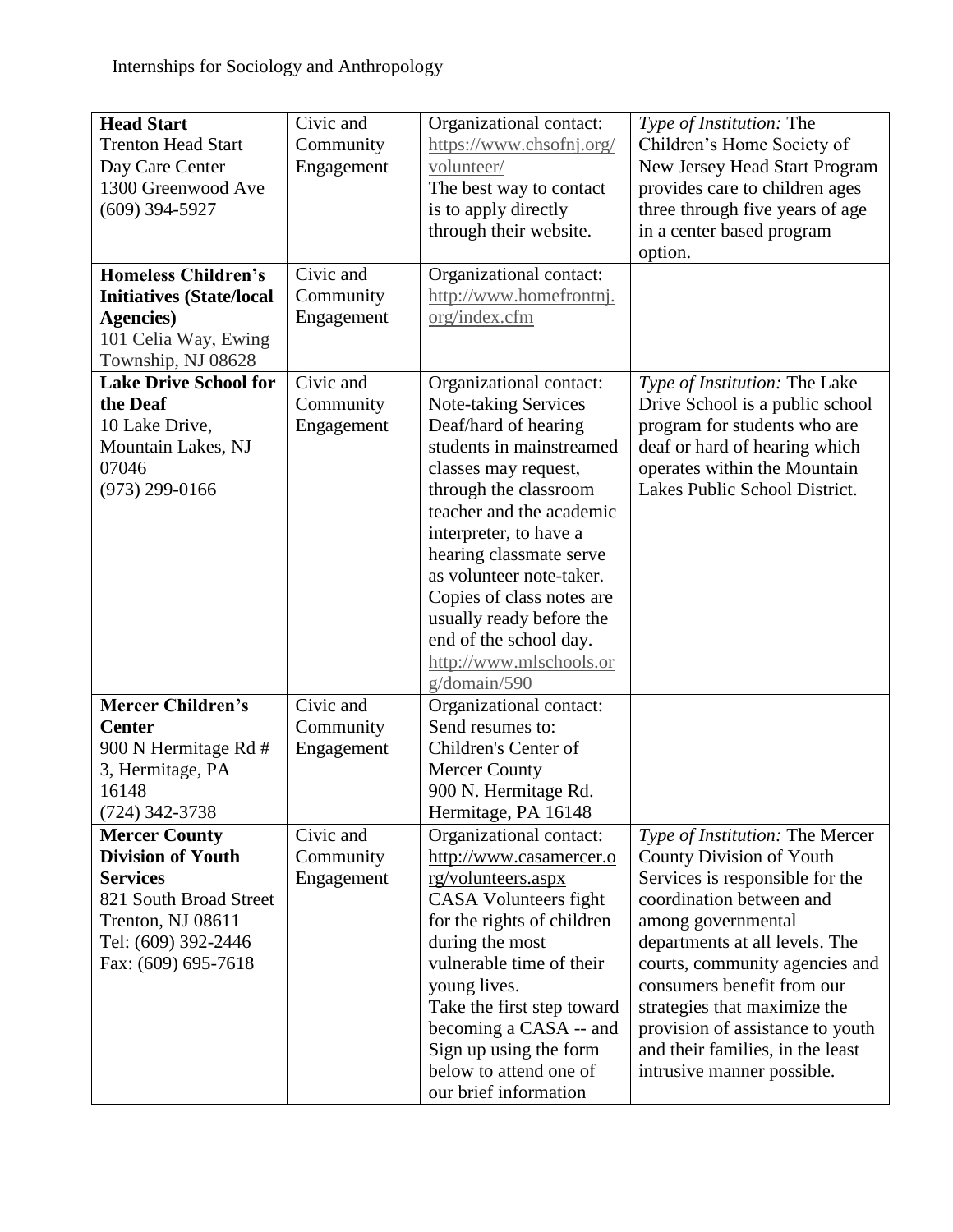Internships for Sociology and Anthropology

| | | | |
|---|---|---|---|
| **Head Start**<br>Trenton Head Start Day Care Center<br>1300 Greenwood Ave<br>(609) 394-5927 | Civic and Community Engagement | Organizational contact: https://www.chsofnj.org/volunteer/<br>The best way to contact is to apply directly through their website. | *Type of Institution:* The Children's Home Society of New Jersey Head Start Program provides care to children ages three through five years of age in a center based program option. |
| **Homeless Children's Initiatives (State/local Agencies)**<br>101 Celia Way, Ewing Township, NJ 08628 | Civic and Community Engagement | Organizational contact: http://www.homefrontnj.org/index.cfm | |
| **Lake Drive School for the Deaf**<br>10 Lake Drive, Mountain Lakes, NJ 07046<br>(973) 299-0166 | Civic and Community Engagement | Organizational contact: Note-taking Services Deaf/hard of hearing students in mainstreamed classes may request, through the classroom teacher and the academic interpreter, to have a hearing classmate serve as volunteer note-taker. Copies of class notes are usually ready before the end of the school day.<br>http://www.mlschools.org/domain/590 | *Type of Institution:* The Lake Drive School is a public school program for students who are deaf or hard of hearing which operates within the Mountain Lakes Public School District. |
| **Mercer Children's Center**<br>900 N Hermitage Rd # 3, Hermitage, PA 16148<br>(724) 342-3738 | Civic and Community Engagement | Organizational contact: Send resumes to: Children's Center of Mercer County<br>900 N. Hermitage Rd.<br>Hermitage, PA 16148 | |
| **Mercer County Division of Youth Services**<br>821 South Broad Street<br>Trenton, NJ 08611<br>Tel: (609) 392-2446<br>Fax: (609) 695-7618 | Civic and Community Engagement | Organizational contact: http://www.casamercer.org/volunteers.aspx<br>CASA Volunteers fight for the rights of children during the most vulnerable time of their young lives.<br>Take the first step toward becoming a CASA -- and Sign up using the form below to attend one of our brief information | *Type of Institution:* The Mercer County Division of Youth Services is responsible for the coordination between and among governmental departments at all levels. The courts, community agencies and consumers benefit from our strategies that maximize the provision of assistance to youth and their families, in the least intrusive manner possible. |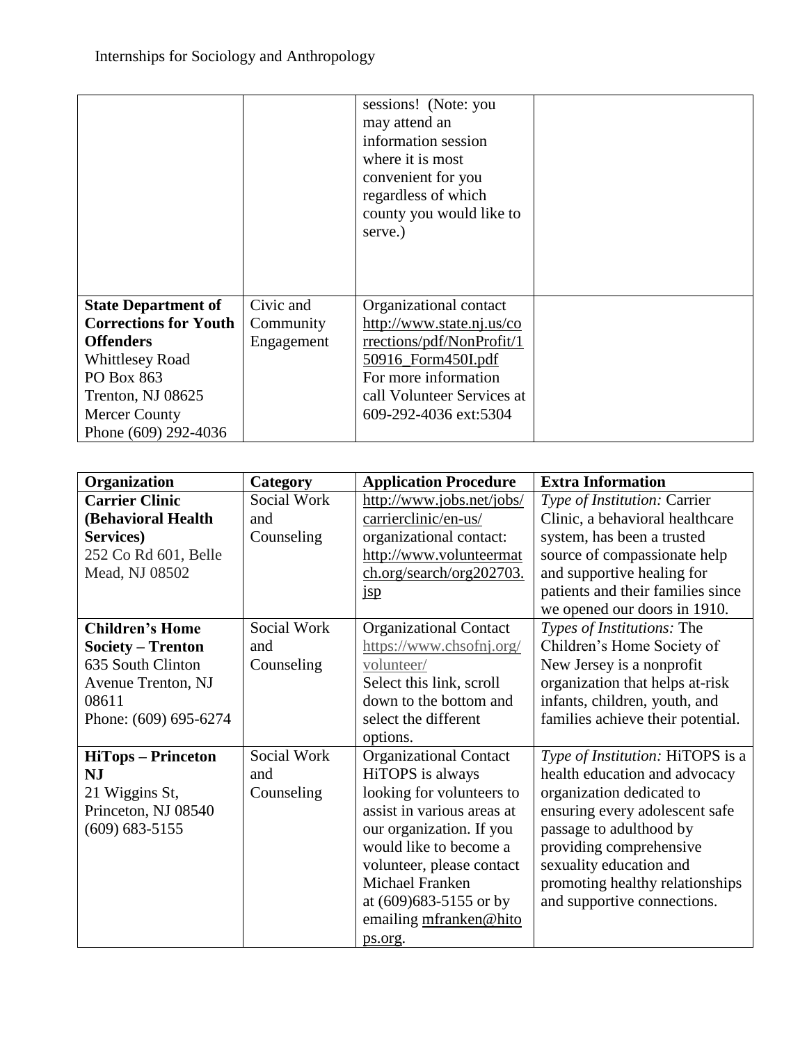| | | sessions! (Note: you may attend an information session where it is most convenient for you regardless of which county you would like to serve.) | |
|---|---|---|---|
| **State Department of Corrections for Youth Offenders** Whittlesey Road PO Box 863 Trenton, NJ 08625 Mercer County Phone (609) 292-4036 | Civic and Community Engagement | Organizational contact http://www.state.nj.us/corrections/pdf/NonProfit/150916_Form450I.pdf For more information call Volunteer Services at 609-292-4036 ext:5304 | |

| Organization | Category | Application Procedure | Extra Information |
|---|---|---|---|
| **Carrier Clinic (Behavioral Health Services)** 252 Co Rd 601, Belle Mead, NJ 08502 | Social Work and Counseling | http://www.jobs.net/jobs/carrierclinic/en-us/ organizational contact: http://www.volunteermatch.org/search/org202703.jsp | *Type of Institution:* Carrier Clinic, a behavioral healthcare system, has been a trusted source of compassionate help and supportive healing for patients and their families since we opened our doors in 1910. |
| **Children's Home Society – Trenton** 635 South Clinton Avenue Trenton, NJ 08611 Phone: (609) 695-6274 | Social Work and Counseling | Organizational Contact https://www.chsofnj.org/volunteer/ Select this link, scroll down to the bottom and select the different options. | *Types of Institutions:* The Children's Home Society of New Jersey is a nonprofit organization that helps at-risk infants, children, youth, and families achieve their potential. |
| **HiTops – Princeton NJ** 21 Wiggins St, Princeton, NJ 08540 (609) 683-5155 | Social Work and Counseling | Organizational Contact HiTOPS is always looking for volunteers to assist in various areas at our organization. If you would like to become a volunteer, please contact Michael Franken at (609)683-5155 or by emailing mfranken@hitops.org. | *Type of Institution:* HiTOPS is a health education and advocacy organization dedicated to ensuring every adolescent safe passage to adulthood by providing comprehensive sexuality education and promoting healthy relationships and supportive connections. |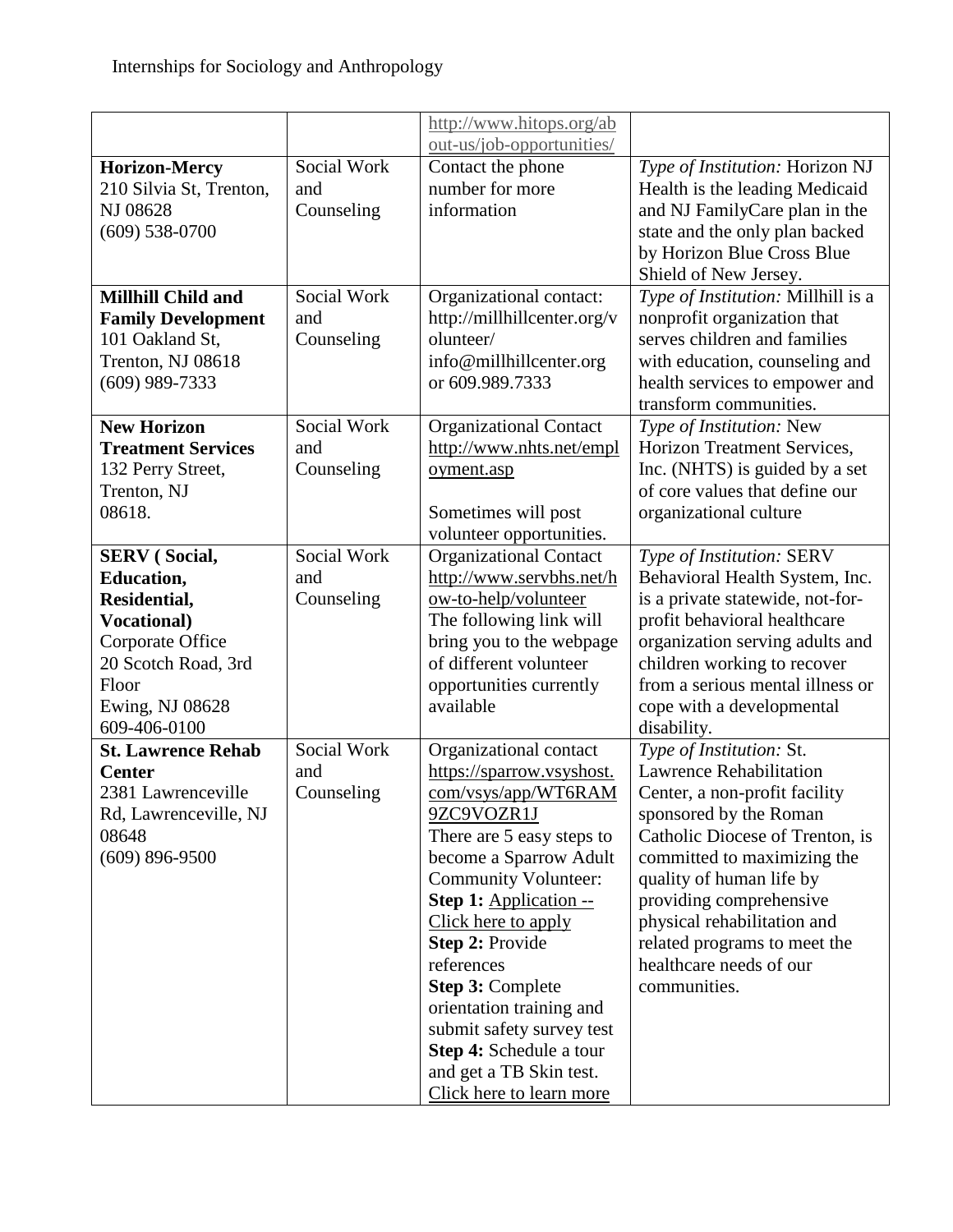Internships for Sociology and Anthropology

| | | | |
|---|---|---|---|
| | | http://www.hitops.org/about-us/job-opportunities/ | |
| **Horizon-Mercy**<br>210 Silvia St, Trenton, NJ 08628<br>(609) 538-0700 | Social Work and Counseling | Contact the phone number for more information | *Type of Institution:* Horizon NJ Health is the leading Medicaid and NJ FamilyCare plan in the state and the only plan backed by Horizon Blue Cross Blue Shield of New Jersey. |
| **Millhill Child and Family Development**<br>101 Oakland St, Trenton, NJ 08618<br>(609) 989-7333 | Social Work and Counseling | Organizational contact: http://millhillcenter.org/volunteer/ info@millhillcenter.org or 609.989.7333 | *Type of Institution:* Millhill is a nonprofit organization that serves children and families with education, counseling and health services to empower and transform communities. |
| **New Horizon Treatment Services**<br>132 Perry Street, Trenton, NJ 08618. | Social Work and Counseling | Organizational Contact http://www.nhts.net/employment.asp<br><br>Sometimes will post volunteer opportunities. | *Type of Institution:* New Horizon Treatment Services, Inc. (NHTS) is guided by a set of core values that define our organizational culture |
| **SERV ( Social, Education, Residential, Vocational)**<br>Corporate Office<br>20 Scotch Road, 3rd Floor<br>Ewing, NJ 08628<br>609-406-0100 | Social Work and Counseling | Organizational Contact http://www.servbhs.net/how-to-help/volunteer The following link will bring you to the webpage of different volunteer opportunities currently available | *Type of Institution:* SERV Behavioral Health System, Inc. is a private statewide, not-for-profit behavioral healthcare organization serving adults and children working to recover from a serious mental illness or cope with a developmental disability. |
| **St. Lawrence Rehab Center**<br>2381 Lawrenceville Rd, Lawrenceville, NJ 08648<br>(609) 896-9500 | Social Work and Counseling | Organizational contact https://sparrow.vsyshost.com/vsys/app/WT6RAM9ZC9VOZR1J<br>There are 5 easy steps to become a Sparrow Adult Community Volunteer:<br>**Step 1:** Application -- Click here to apply<br>**Step 2:** Provide references<br>**Step 3:** Complete orientation training and submit safety survey test<br>**Step 4:** Schedule a tour and get a TB Skin test.<br>Click here to learn more | *Type of Institution:* St. Lawrence Rehabilitation Center, a non-profit facility sponsored by the Roman Catholic Diocese of Trenton, is committed to maximizing the quality of human life by providing comprehensive physical rehabilitation and related programs to meet the healthcare needs of our communities. |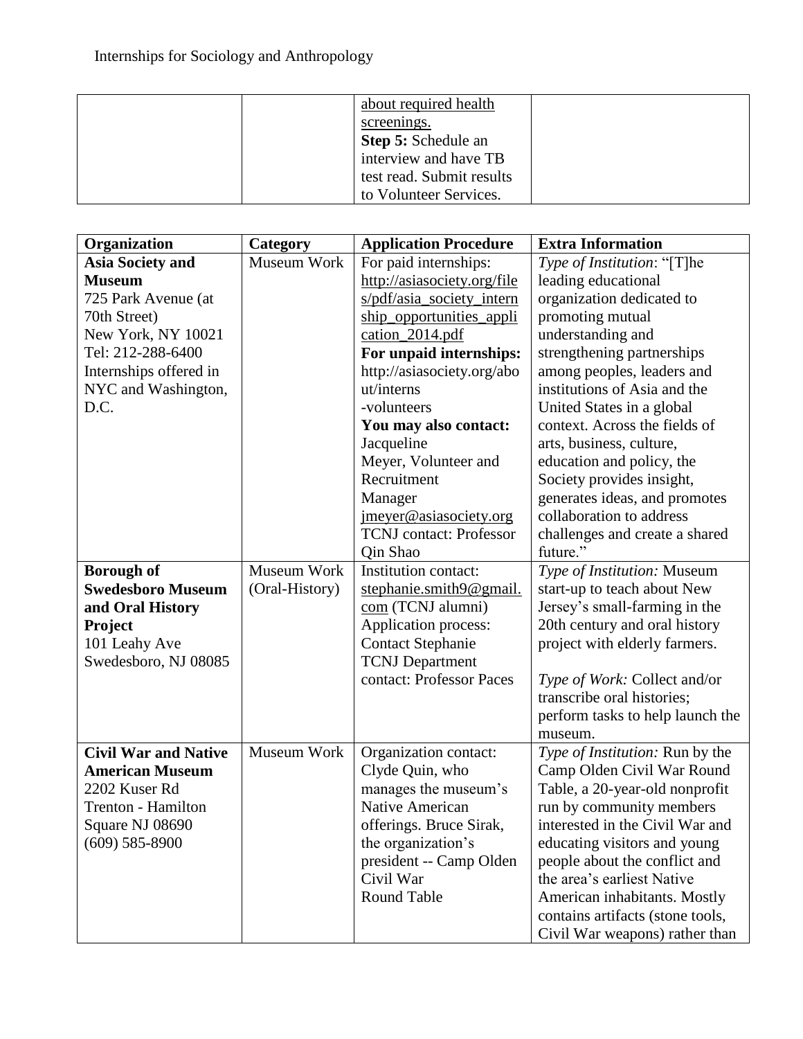| | | about required health screenings. **Step 5:** Schedule an interview and have TB test read. Submit results to Volunteer Services. | |
|---|---|---|---|

| Organization | Category | Application Procedure | Extra Information |
|---|---|---|---|
| **Asia Society and Museum** 725 Park Avenue (at 70th Street) New York, NY 10021 Tel: 212-288-6400 Internships offered in NYC and Washington, D.C. | Museum Work | For paid internships: http://asiasociety.org/files/pdf/asia_society_internship_opportunities_application_2014.pdf **For unpaid internships:** http://asiasociety.org/about/interns -volunteers **You may also contact:** Jacqueline Meyer, Volunteer and Recruitment Manager jmeyer@asiasociety.org TCNJ contact: Professor Qin Shao | *Type of Institution*: "[T]he leading educational organization dedicated to promoting mutual understanding and strengthening partnerships among peoples, leaders and institutions of Asia and the United States in a global context. Across the fields of arts, business, culture, education and policy, the Society provides insight, generates ideas, and promotes collaboration to address challenges and create a shared future." |
| **Borough of Swedesboro Museum and Oral History Project** 101 Leahy Ave Swedesboro, NJ 08085 | Museum Work (Oral-History) | Institution contact: stephanie.smith9@gmail.com (TCNJ alumni) Application process: Contact Stephanie TCNJ Department contact: Professor Paces | *Type of Institution:* Museum start-up to teach about New Jersey's small-farming in the 20th century and oral history project with elderly farmers. *Type of Work:* Collect and/or transcribe oral histories; perform tasks to help launch the museum. |
| **Civil War and Native American Museum** 2202 Kuser Rd Trenton - Hamilton Square NJ 08690 (609) 585-8900 | Museum Work | Organization contact: Clyde Quin, who manages the museum's Native American offerings. Bruce Sirak, the organization's president -- Camp Olden Civil War Round Table | *Type of Institution:* Run by the Camp Olden Civil War Round Table, a 20-year-old nonprofit run by community members interested in the Civil War and educating visitors and young people about the conflict and the area's earliest Native American inhabitants. Mostly contains artifacts (stone tools, Civil War weapons) rather than |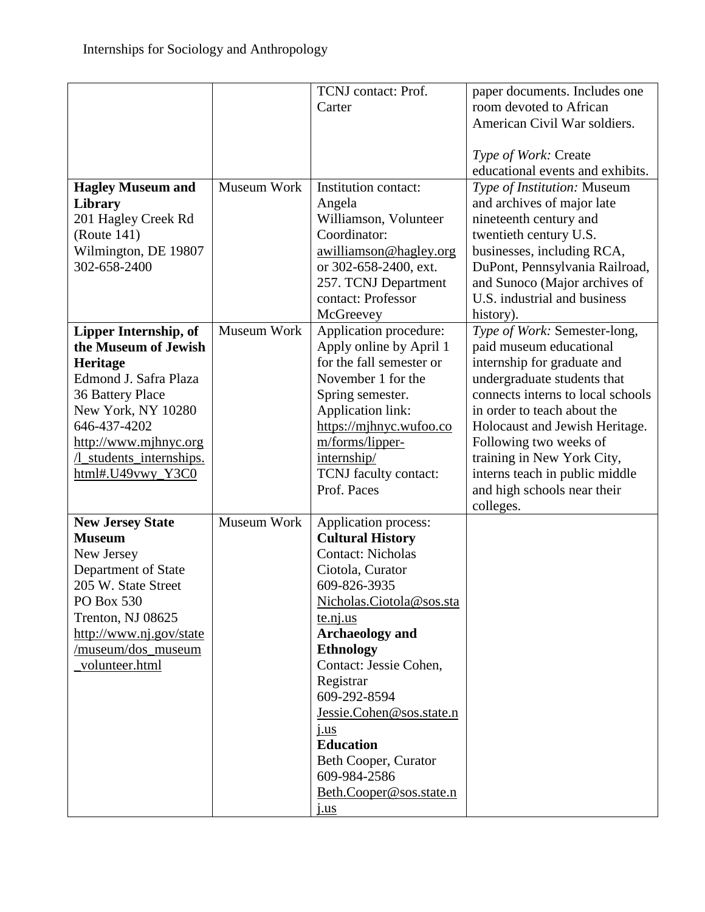| | | | |
|---|---|---|---|
| | | TCNJ contact: Prof. Carter | paper documents. Includes one room devoted to African American Civil War soldiers.<br><br>*Type of Work:* Create educational events and exhibits. |
| **Hagley Museum and Library**<br>201 Hagley Creek Rd (Route 141)<br>Wilmington, DE 19807<br>302-658-2400 | Museum Work | Institution contact: Angela Williamson, Volunteer Coordinator: awilliamson@hagley.org or 302-658-2400, ext. 257. TCNJ Department contact: Professor McGreevey | *Type of Institution:* Museum and archives of major late nineteenth century and twentieth century U.S. businesses, including RCA, DuPont, Pennsylvania Railroad, and Sunoco (Major archives of U.S. industrial and business history). |
| **Lipper Internship, of the Museum of Jewish Heritage**<br>Edmond J. Safra Plaza<br>36 Battery Place<br>New York, NY 10280<br>646-437-4202<br>http://www.mjhnyc.org/l_students_internships.html#.U49vwy_Y3C0 | Museum Work | Application procedure: Apply online by April 1 for the fall semester or November 1 for the Spring semester.<br>Application link: https://mjhnyc.wufoo.com/forms/lipper-internship/<br>TCNJ faculty contact: Prof. Paces | *Type of Work:* Semester-long, paid museum educational internship for graduate and undergraduate students that connects interns to local schools in order to teach about the Holocaust and Jewish Heritage. Following two weeks of training in New York City, interns teach in public middle and high schools near their colleges. |
| **New Jersey State Museum**<br>New Jersey Department of State<br>205 W. State Street<br>PO Box 530<br>Trenton, NJ 08625<br>http://www.nj.gov/state/museum/dos_museum_volunteer.html | Museum Work | Application process:<br>**Cultural History**<br>Contact: Nicholas Ciotola, Curator<br>609-826-3935<br>Nicholas.Ciotola@sos.state.nj.us<br>**Archaeology and Ethnology**<br>Contact: Jessie Cohen, Registrar<br>609-292-8594<br>Jessie.Cohen@sos.state.nj.us<br>**Education**<br>Beth Cooper, Curator<br>609-984-2586<br>Beth.Cooper@sos.state.nj.us | |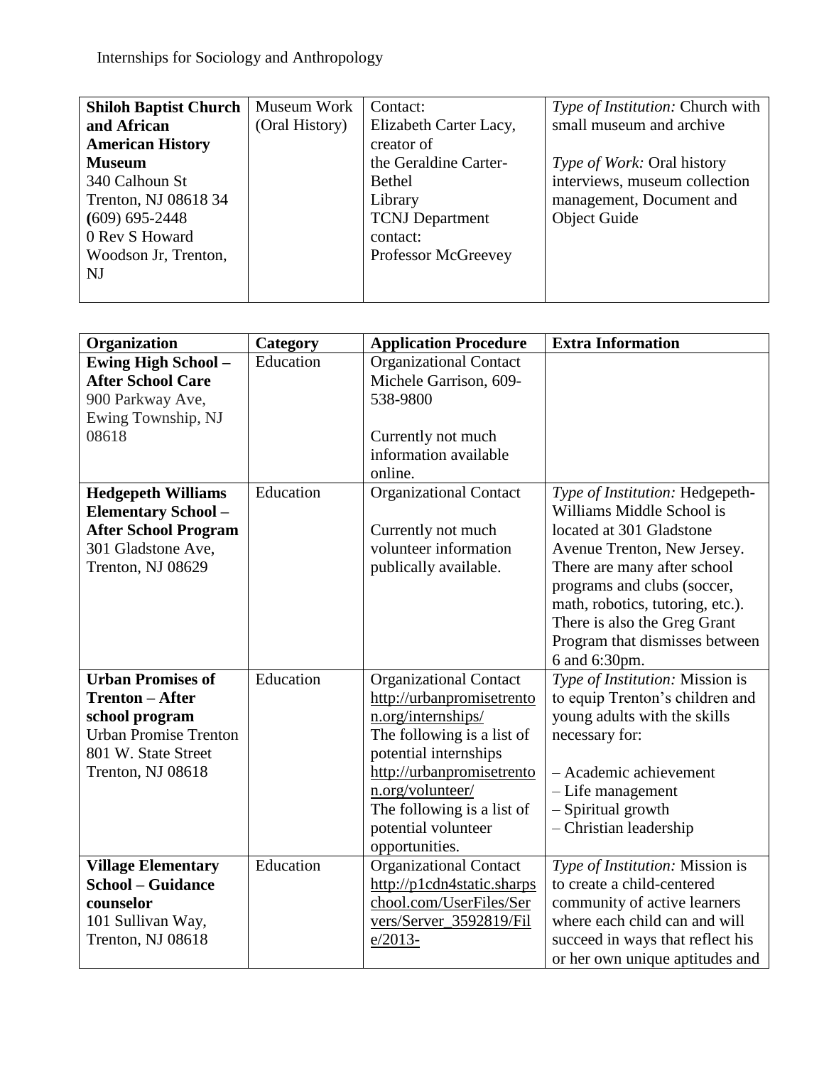Internships for Sociology and Anthropology

| | | | |
|---|---|---|---|
| **Shiloh Baptist Church and African American History Museum**<br>340 Calhoun St<br>Trenton, NJ 08618 34<br>**(**609) 695-2448<br>0 Rev S Howard Woodson Jr, Trenton, NJ | Museum Work (Oral History) | Contact:<br>Elizabeth Carter Lacy, creator of the Geraldine Carter-Bethel Library<br>TCNJ Department contact:<br>Professor McGreevey | *Type of Institution:* Church with small museum and archive<br><br>*Type of Work:* Oral history interviews, museum collection management, Document and Object Guide |

| Organization | Category | Application Procedure | Extra Information |
|---|---|---|---|
| **Ewing High School – After School Care**<br>900 Parkway Ave, Ewing Township, NJ 08618 | Education | Organizational Contact<br>Michele Garrison, 609-538-9800<br><br>Currently not much information available online. | |
| **Hedgepeth Williams Elementary School – After School Program**<br>301 Gladstone Ave, Trenton, NJ 08629 | Education | Organizational Contact<br><br>Currently not much volunteer information publically available. | *Type of Institution:* Hedgepeth-Williams Middle School is located at 301 Gladstone Avenue Trenton, New Jersey. There are many after school programs and clubs (soccer, math, robotics, tutoring, etc.). There is also the Greg Grant Program that dismisses between 6 and 6:30pm. |
| **Urban Promises of Trenton – After school program**<br>Urban Promise Trenton<br>801 W. State Street<br>Trenton, NJ 08618 | Education | Organizational Contact<br>http://urbanpromisetrenton.org/internships/<br>The following is a list of potential internships<br>http://urbanpromisetrenton.org/volunteer/<br>The following is a list of potential volunteer opportunities. | *Type of Institution:* Mission is to equip Trenton's children and young adults with the skills necessary for:<br><br>– Academic achievement<br>– Life management<br>– Spiritual growth<br>– Christian leadership |
| **Village Elementary School – Guidance counselor**<br>101 Sullivan Way, Trenton, NJ 08618 | Education | Organizational Contact<br>http://p1cdn4static.sharpschool.com/UserFiles/Servers/Server_3592819/File/2013- | *Type of Institution:* Mission is to create a child-centered community of active learners where each child can and will succeed in ways that reflect his or her own unique aptitudes and |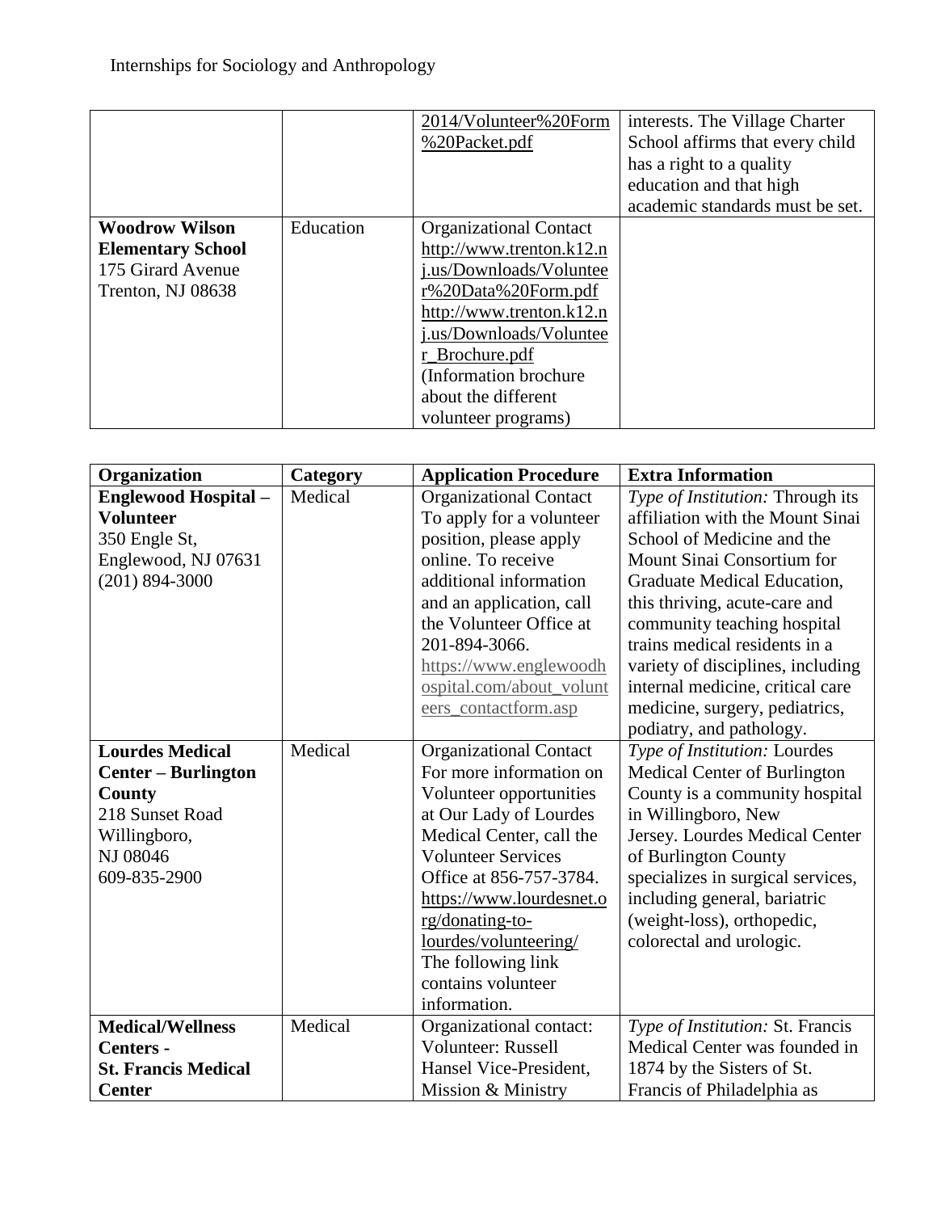| | | 2014/Volunteer%20Form%20Packet.pdf | interests. The Village Charter School affirms that every child has a right to a quality education and that high academic standards must be set. |
|---|---|---|---|
| **Woodrow Wilson Elementary School** 175 Girard Avenue Trenton, NJ 08638 | Education | Organizational Contact http://www.trenton.k12.nj.us/Downloads/Volunteer%20Data%20Form.pdf http://www.trenton.k12.nj.us/Downloads/Volunteer_Brochure.pdf (Information brochure about the different volunteer programs) | |

| Organization | Category | Application Procedure | Extra Information |
|---|---|---|---|
| **Englewood Hospital – Volunteer** 350 Engle St, Englewood, NJ 07631 (201) 894-3000 | Medical | Organizational Contact To apply for a volunteer position, please apply online. To receive additional information and an application, call the Volunteer Office at 201-894-3066. https://www.englewoodhospital.com/about_volunteers_contactform.asp | *Type of Institution:* Through its affiliation with the Mount Sinai School of Medicine and the Mount Sinai Consortium for Graduate Medical Education, this thriving, acute-care and community teaching hospital trains medical residents in a variety of disciplines, including internal medicine, critical care medicine, surgery, pediatrics, podiatry, and pathology. |
| **Lourdes Medical Center – Burlington County** 218 Sunset Road Willingboro, NJ 08046 609-835-2900 | Medical | Organizational Contact For more information on Volunteer opportunities at Our Lady of Lourdes Medical Center, call the Volunteer Services Office at 856-757-3784. https://www.lourdesnet.org/donating-to-lourdes/volunteering/ The following link contains volunteer information. | *Type of Institution:* Lourdes Medical Center of Burlington County is a community hospital in Willingboro, New Jersey. Lourdes Medical Center of Burlington County specializes in surgical services, including general, bariatric (weight-loss), orthopedic, colorectal and urologic. |
| **Medical/Wellness Centers - St. Francis Medical Center** | Medical | Organizational contact: Volunteer: Russell Hansel Vice-President, Mission & Ministry | *Type of Institution:* St. Francis Medical Center was founded in 1874 by the Sisters of St. Francis of Philadelphia as |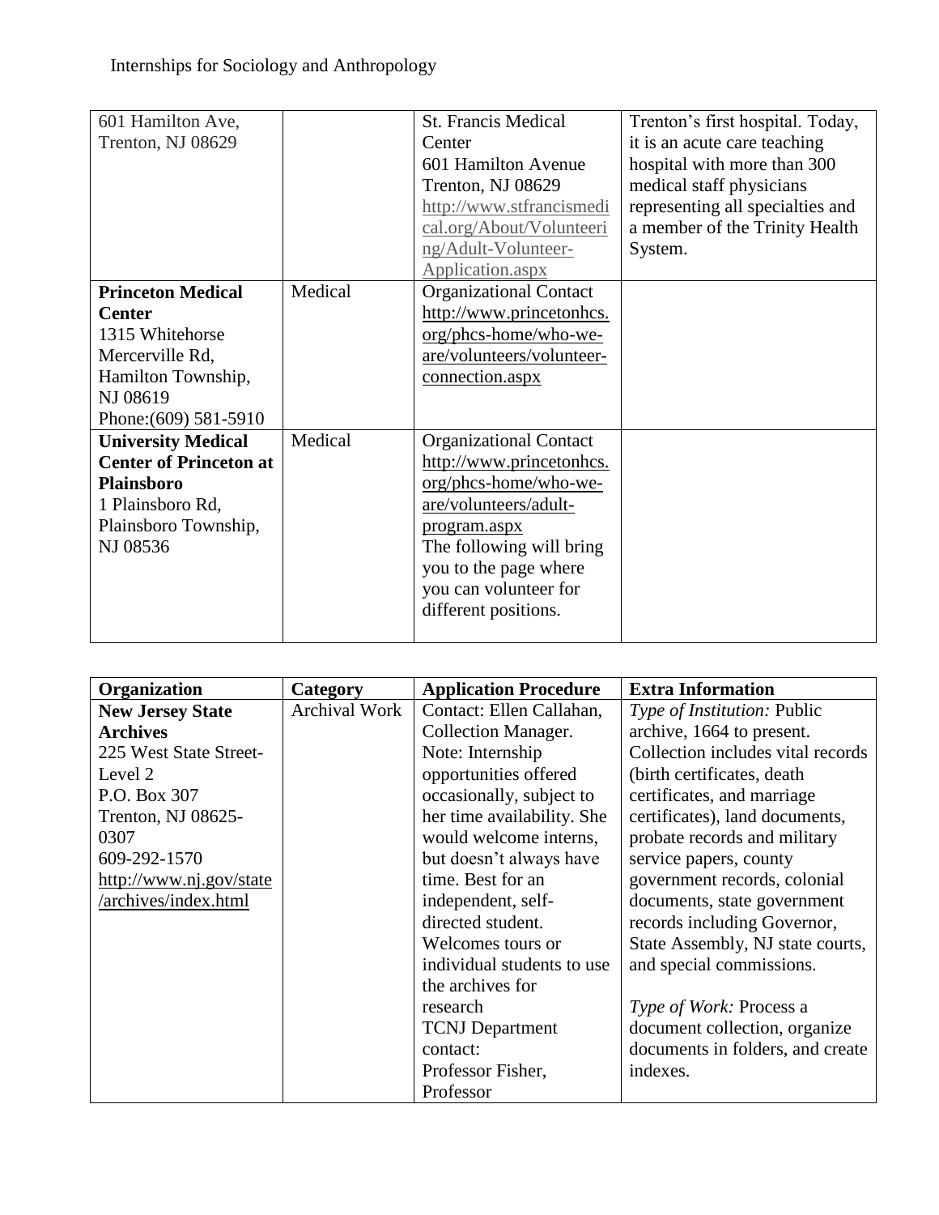| | | | |
|---|---|---|---|
| 601 Hamilton Ave, Trenton, NJ 08629 | | St. Francis Medical Center 601 Hamilton Avenue Trenton, NJ 08629 http://www.stfrancismedical.org/About/Volunteering/Adult-Volunteer-Application.aspx | Trenton's first hospital. Today, it is an acute care teaching hospital with more than 300 medical staff physicians representing all specialties and a member of the Trinity Health System. |
| **Princeton Medical Center** 1315 Whitehorse Mercerville Rd, Hamilton Township, NJ 08619 Phone:(609) 581-5910 | Medical | Organizational Contact http://www.princetonhcs.org/phcs-home/who-we-are/volunteers/volunteer-connection.aspx | |
| **University Medical Center of Princeton at Plainsboro** 1 Plainsboro Rd, Plainsboro Township, NJ 08536 | Medical | Organizational Contact http://www.princetonhcs.org/phcs-home/who-we-are/volunteers/adult-program.aspx The following will bring you to the page where you can volunteer for different positions. | |

| Organization | Category | Application Procedure | Extra Information |
|---|---|---|---|
| **New Jersey State Archives** 225 West State Street-Level 2 P.O. Box 307 Trenton, NJ 08625-0307 609-292-1570 http://www.nj.gov/state/archives/index.html | Archival Work | Contact: Ellen Callahan, Collection Manager. Note: Internship opportunities offered occasionally, subject to her time availability. She would welcome interns, but doesn't always have time. Best for an independent, self-directed student. Welcomes tours or individual students to use the archives for research TCNJ Department contact: Professor Fisher, Professor | *Type of Institution:* Public archive, 1664 to present. Collection includes vital records (birth certificates, death certificates, and marriage certificates), land documents, probate records and military service papers, county government records, colonial documents, state government records including Governor, State Assembly, NJ state courts, and special commissions. *Type of Work:* Process a document collection, organize documents in folders, and create indexes. |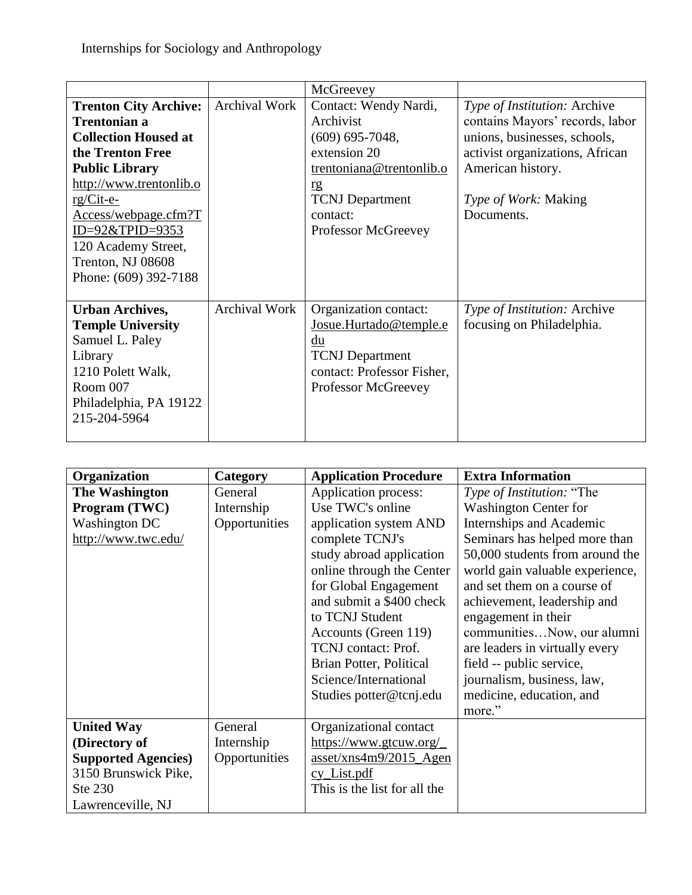Internships for Sociology and Anthropology

| | | McGreevey | |
|---|---|---|---|
| **Trentonian a Collection Housed at the Trenton Free Public Library** **Trenton City Archive:** http://www.trentonlib.org/Cit-e-Access/webpage.cfm?TID=92&TPID=9353 120 Academy Street, Trenton, NJ 08608 Phone: (609) 392-7188 | Archival Work | Contact: Wendy Nardi, Archivist (609) 695-7048, extension 20 trentoniana@trentonlib.org TCNJ Department contact: Professor McGreevey | *Type of Institution:* Archive contains Mayors' records, labor unions, businesses, schools, activist organizations, African American history. *Type of Work:* Making Documents. |
| **Urban Archives, Temple University** Samuel L. Paley Library 1210 Polett Walk, Room 007 Philadelphia, PA 19122 215-204-5964 | Archival Work | Organization contact: Josue.Hurtado@temple.edu TCNJ Department contact: Professor Fisher, Professor McGreevey | *Type of Institution:* Archive focusing on Philadelphia. |

| Organization | Category | Application Procedure | Extra Information |
|---|---|---|---|
| **The Washington Program (TWC)** Washington DC http://www.twc.edu/ | General Internship Opportunities | Application process: Use TWC's online application system AND complete TCNJ's study abroad application online through the Center for Global Engagement and submit a $400 check to TCNJ Student Accounts (Green 119) TCNJ contact: Prof. Brian Potter, Political Science/International Studies potter@tcnj.edu | *Type of Institution:* "The Washington Center for Internships and Academic Seminars has helped more than 50,000 students from around the world gain valuable experience, and set them on a course of achievement, leadership and engagement in their communities…Now, our alumni are leaders in virtually every field -- public service, journalism, business, law, medicine, education, and more." |
| **United Way (Directory of Supported Agencies)** 3150 Brunswick Pike, Ste 230 Lawrenceville, NJ | General Internship Opportunities | Organizational contact https://www.gtcuw.org/_asset/xns4m9/2015_Agency_List.pdf This is the list for all the | |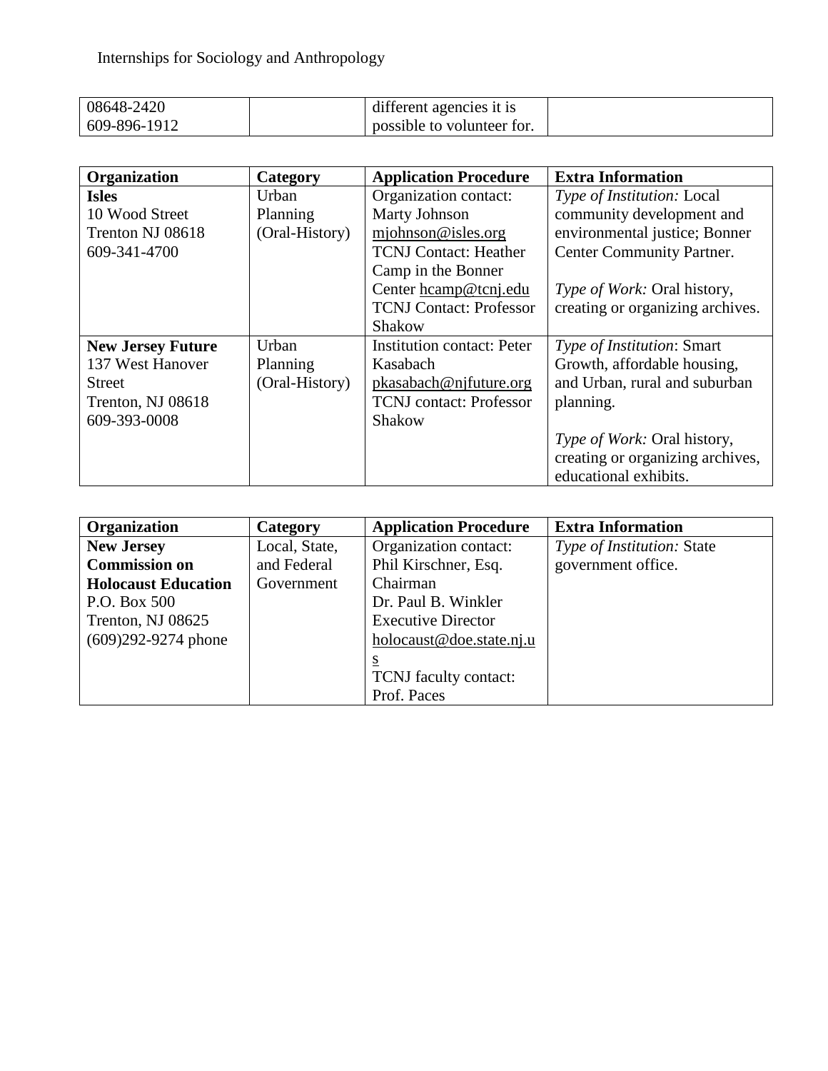| | | | |
|---|---|---|---|
| 08648-2420<br>609-896-1912 | | different agencies it is possible to volunteer for. | |

| Organization | Category | Application Procedure | Extra Information |
|---|---|---|---|
| **Isles**<br>10 Wood Street<br>Trenton NJ 08618<br>609-341-4700 | Urban Planning (Oral-History) | Organization contact: Marty Johnson mjohnson@isles.org<br>TCNJ Contact: Heather Camp in the Bonner Center hcamp@tcnj.edu<br>TCNJ Contact: Professor Shakow | *Type of Institution:* Local community development and environmental justice; Bonner Center Community Partner.<br><br>*Type of Work:* Oral history, creating or organizing archives. |
| **New Jersey Future**<br>137 West Hanover Street<br>Trenton, NJ 08618<br>609-393-0008 | Urban Planning (Oral-History) | Institution contact: Peter Kasabach pkasabach@njfuture.org<br>TCNJ contact: Professor Shakow | *Type of Institution*: Smart Growth, affordable housing, and Urban, rural and suburban planning.<br><br>*Type of Work:* Oral history, creating or organizing archives, educational exhibits. |

| Organization | Category | Application Procedure | Extra Information |
|---|---|---|---|
| **New Jersey Commission on Holocaust Education**<br>P.O. Box 500<br>Trenton, NJ 08625<br>(609)292-9274 phone | Local, State, and Federal Government | Organization contact: Phil Kirschner, Esq. Chairman<br>Dr. Paul B. Winkler Executive Director<br>holocaust@doe.state.nj.us<br>TCNJ faculty contact: Prof. Paces | *Type of Institution:* State government office. |